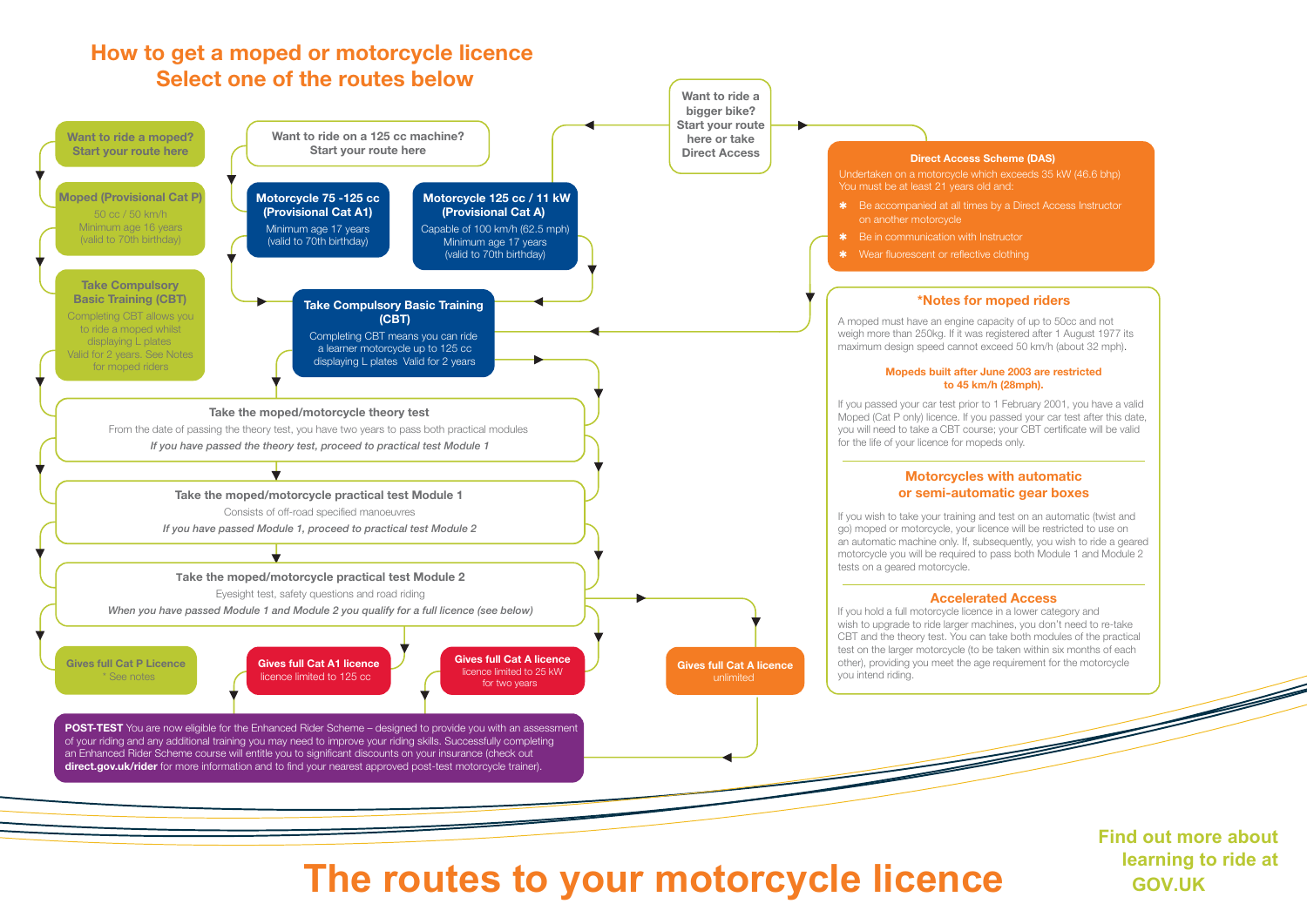# How to get a moped or motorcycle licence
## Select one of the routes below

**Want to ride a moped? Start your route here**

**Moped (Provisional Cat P)**
50 cc / 50 km/h
Minimum age 16 years
(valid to 70th birthday)

**Take Compulsory Basic Training (CBT)**
Completing CBT allows you to ride a moped whilst displaying L plates
Valid for 2 years. See Notes for moped riders

**Want to ride on a 125 cc machine? Start your route here**

**Motorcycle 75 -125 cc (Provisional Cat A1)**
Minimum age 17 years
(valid to 70th birthday)

**Motorcycle 125 cc / 11 kW (Provisional Cat A)**
Capable of 100 km/h (62.5 mph)
Minimum age 17 years
(valid to 70th birthday)

**Want to ride a bigger bike? Start your route here or take Direct Access**

**Take Compulsory Basic Training (CBT)**
Completing CBT means you can ride a learner motorcycle up to 125 cc displaying L plates Valid for 2 years

**Take the moped/motorcycle theory test**
From the date of passing the theory test, you have two years to pass both practical modules
*If you have passed the theory test, proceed to practical test Module 1*

**Take the moped/motorcycle practical test Module 1**
Consists of off-road specified manoeuvres
*If you have passed Module 1, proceed to practical test Module 2*

**Take the moped/motorcycle practical test Module 2**
Eyesight test, safety questions and road riding
*When you have passed Module 1 and Module 2 you qualify for a full licence (see below)*

**Gives full Cat P Licence**
* See notes

**Gives full Cat A1 licence**
licence limited to 125 cc

**Gives full Cat A licence**
licence limited to 25 kW for two years

**Gives full Cat A licence**
unlimited

**POST-TEST** You are now eligible for the Enhanced Rider Scheme – designed to provide you with an assessment of your riding and any additional training you may need to improve your riding skills. Successfully completing an Enhanced Rider Scheme course will entitle you to significant discounts on your insurance (check out **direct.gov.uk/rider** for more information and to find your nearest approved post-test motorcycle trainer).

**Direct Access Scheme (DAS)**
Undertaken on a motorcycle which exceeds 35 kW (46.6 bhp)
You must be at least 21 years old and:

* Be accompanied at all times by a Direct Access Instructor on another motorcycle
* Be in communication with Instructor
* Wear fluorescent or reflective clothing

### *Notes for moped riders

A moped must have an engine capacity of up to 50cc and not weigh more than 250kg. If it was registered after 1 August 1977 its maximum design speed cannot exceed 50 km/h (about 32 mph).

**Mopeds built after June 2003 are restricted to 45 km/h (28mph).**

If you passed your car test prior to 1 February 2001, you have a valid Moped (Cat P only) licence. If you passed your car test after this date, you will need to take a CBT course; your CBT certificate will be valid for the life of your licence for mopeds only.

### Motorcycles with automatic or semi-automatic gear boxes

If you wish to take your training and test on an automatic (twist and go) moped or motorcycle, your licence will be restricted to use on an automatic machine only. If, subsequently, you wish to ride a geared motorcycle you will be required to pass both Module 1 and Module 2 tests on a geared motorcycle.

### Accelerated Access

If you hold a full motorcycle licence in a lower category and wish to upgrade to ride larger machines, you don't need to re-take CBT and the theory test. You can take both modules of the practical test on the larger motorcycle (to be taken within six months of each other), providing you meet the age requirement for the motorcycle you intend riding.

# The routes to your motorcycle licence

Find out more about learning to ride at GOV.UK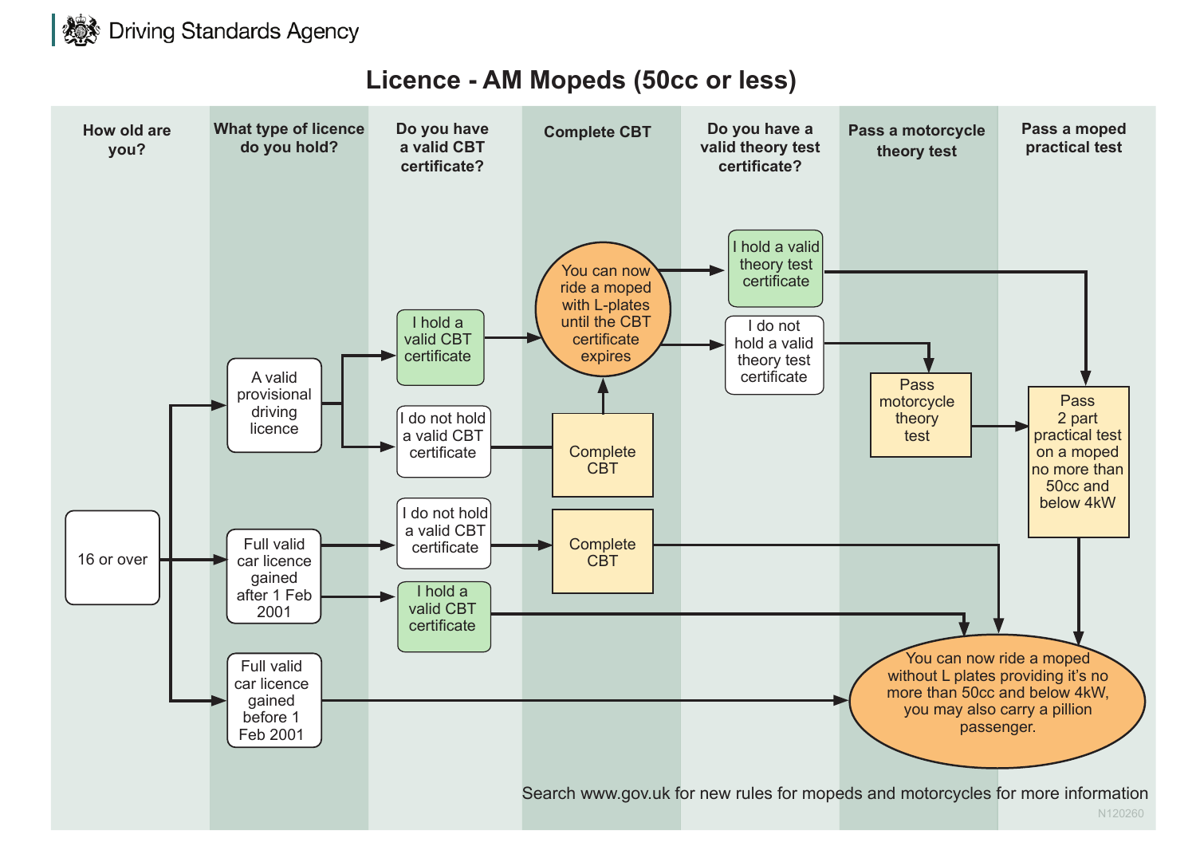Driving Standards Agency

# Licence - AM Mopeds (50cc or less)

| How old are you? | What type of licence do you hold? | Do you have a valid CBT certificate? | Complete CBT | Do you have a valid theory test certificate? | Pass a motorcycle theory test | Pass a moped practical test |
|---|---|---|---|---|---|---|

**16 or over** →

- **A valid provisional driving licence**
  - I hold a valid CBT certificate → You can now ride a moped with L-plates until the CBT certificate expires
  - I do not hold a valid CBT certificate → Complete CBT → You can now ride a moped with L-plates until the CBT certificate expires
    - I hold a valid theory test certificate → Pass 2 part practical test on a moped no more than 50cc and below 4kW → You can now ride a moped without L plates providing it's no more than 50cc and below 4kW, you may also carry a pillion passenger.
    - I do not hold a valid theory test certificate → Pass motorcycle theory test → Pass 2 part practical test on a moped no more than 50cc and below 4kW → You can now ride a moped without L plates providing it's no more than 50cc and below 4kW, you may also carry a pillion passenger.
- **Full valid car licence gained after 1 Feb 2001**
  - I do not hold a valid CBT certificate → Complete CBT → You can now ride a moped without L plates providing it's no more than 50cc and below 4kW, you may also carry a pillion passenger.
  - I hold a valid CBT certificate → You can now ride a moped without L plates providing it's no more than 50cc and below 4kW, you may also carry a pillion passenger.
- **Full valid car licence gained before 1 Feb 2001** → You can now ride a moped without L plates providing it's no more than 50cc and below 4kW, you may also carry a pillion passenger.

Search www.gov.uk for new rules for mopeds and motorcycles for more information

N120260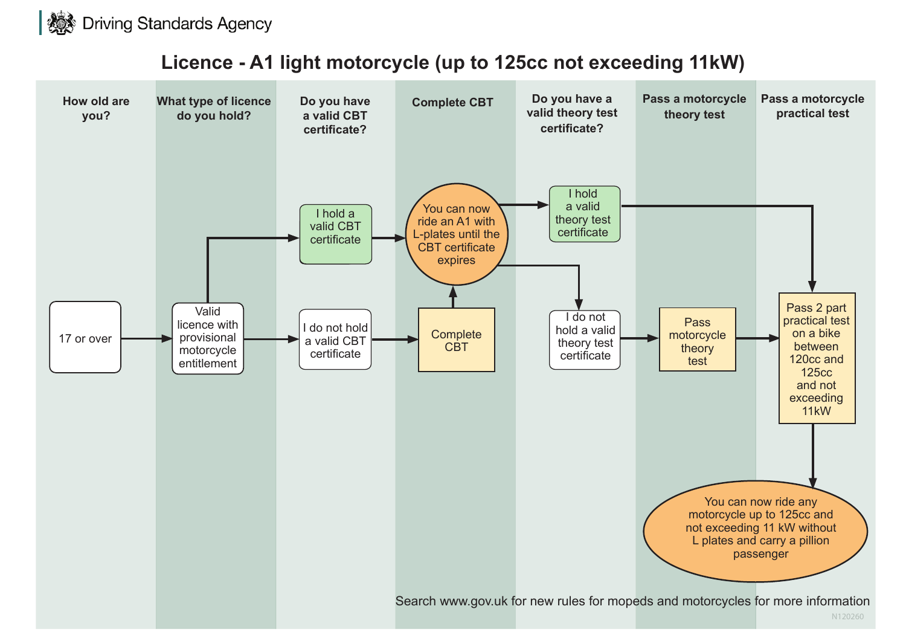Driving Standards Agency

# Licence - A1 light motorcycle (up to 125cc not exceeding 11kW)

| How old are you? | What type of licence do you hold? | Do you have a valid CBT certificate? | Complete CBT | Do you have a valid theory test certificate? | Pass a motorcycle theory test | Pass a motorcycle practical test |
|---|---|---|---|---|---|---|

- 17 or over → Valid licence with provisional motorcycle entitlement
- Valid licence with provisional motorcycle entitlement → I hold a valid CBT certificate → You can now ride an A1 with L-plates until the CBT certificate expires
- Valid licence with provisional motorcycle entitlement → I do not hold a valid CBT certificate → Complete CBT → You can now ride an A1 with L-plates until the CBT certificate expires
- You can now ride an A1 with L-plates until the CBT certificate expires → I hold a valid theory test certificate → Pass 2 part practical test on a bike between 120cc and 125cc and not exceeding 11kW
- You can now ride an A1 with L-plates until the CBT certificate expires → I do not hold a valid theory test certificate → Pass motorcycle theory test → Pass 2 part practical test on a bike between 120cc and 125cc and not exceeding 11kW
- Pass 2 part practical test on a bike between 120cc and 125cc and not exceeding 11kW → You can now ride any motorcycle up to 125cc and not exceeding 11 kW without L plates and carry a pillion passenger

Search www.gov.uk for new rules for mopeds and motorcycles for more information

N120260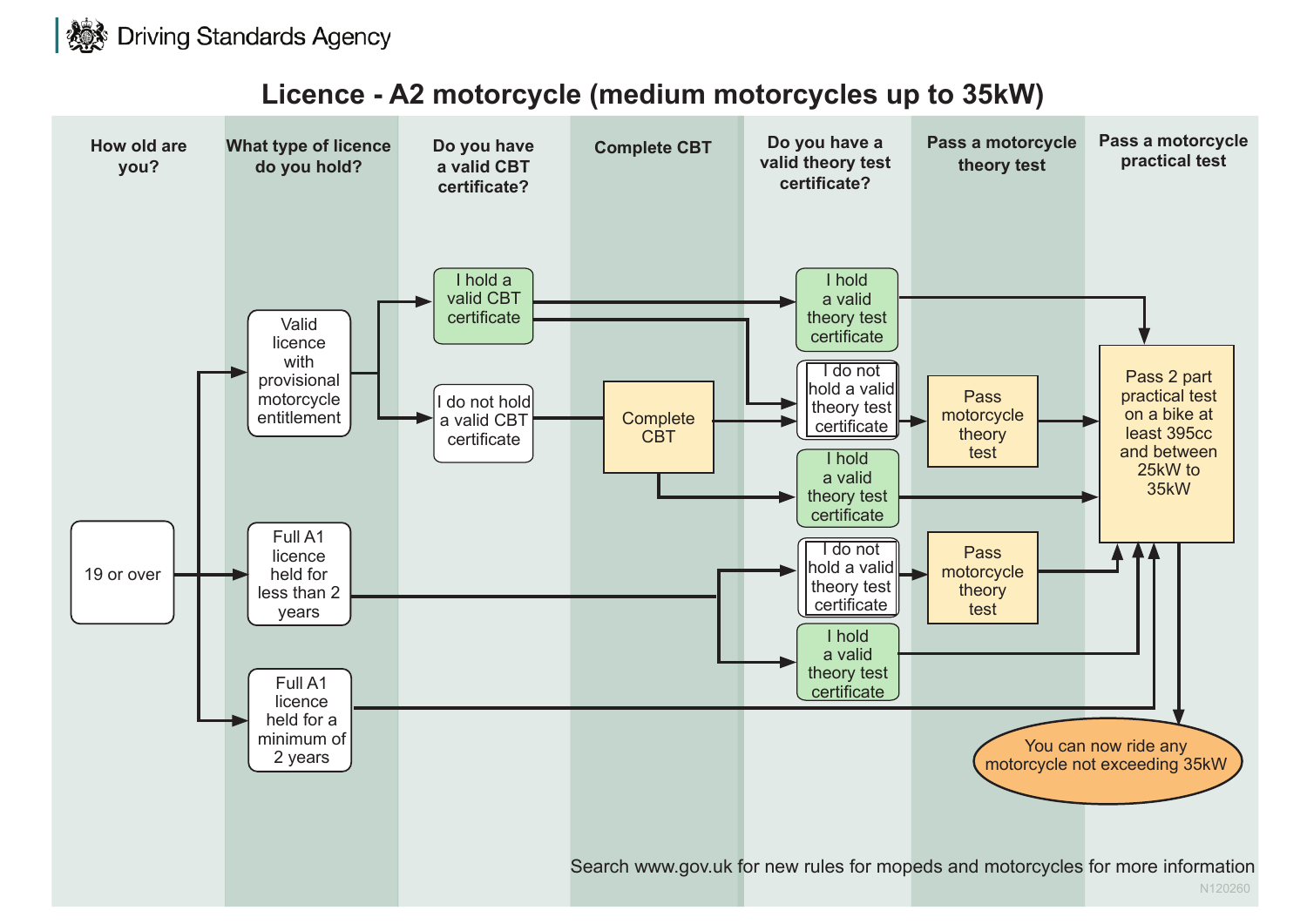Driving Standards Agency

# Licence - A2 motorcycle (medium motorcycles up to 35kW)

| How old are you? | What type of licence do you hold? | Do you have a valid CBT certificate? | Complete CBT | Do you have a valid theory test certificate? | Pass a motorcycle theory test | Pass a motorcycle practical test |
|---|---|---|---|---|---|---|

**19 or over**

- **Valid licence with provisional motorcycle entitlement**
  - I hold a valid CBT certificate
    - I hold a valid theory test certificate → Pass 2 part practical test on a bike at least 395cc and between 25kW to 35kW
    - I do not hold a valid theory test certificate → Pass motorcycle theory test → Pass 2 part practical test on a bike at least 395cc and between 25kW to 35kW
  - I do not hold a valid CBT certificate → Complete CBT
    - I do not hold a valid theory test certificate → Pass motorcycle theory test → Pass 2 part practical test on a bike at least 395cc and between 25kW to 35kW
    - I hold a valid theory test certificate → Pass 2 part practical test on a bike at least 395cc and between 25kW to 35kW
- **Full A1 licence held for less than 2 years**
  - I do not hold a valid theory test certificate → Pass motorcycle theory test → Pass 2 part practical test on a bike at least 395cc and between 25kW to 35kW
  - I hold a valid theory test certificate → Pass 2 part practical test on a bike at least 395cc and between 25kW to 35kW
- **Full A1 licence held for a minimum of 2 years** → Pass 2 part practical test on a bike at least 395cc and between 25kW to 35kW

Pass 2 part practical test on a bike at least 395cc and between 25kW to 35kW → **You can now ride any motorcycle not exceeding 35kW**

Search www.gov.uk for new rules for mopeds and motorcycles for more information

N120260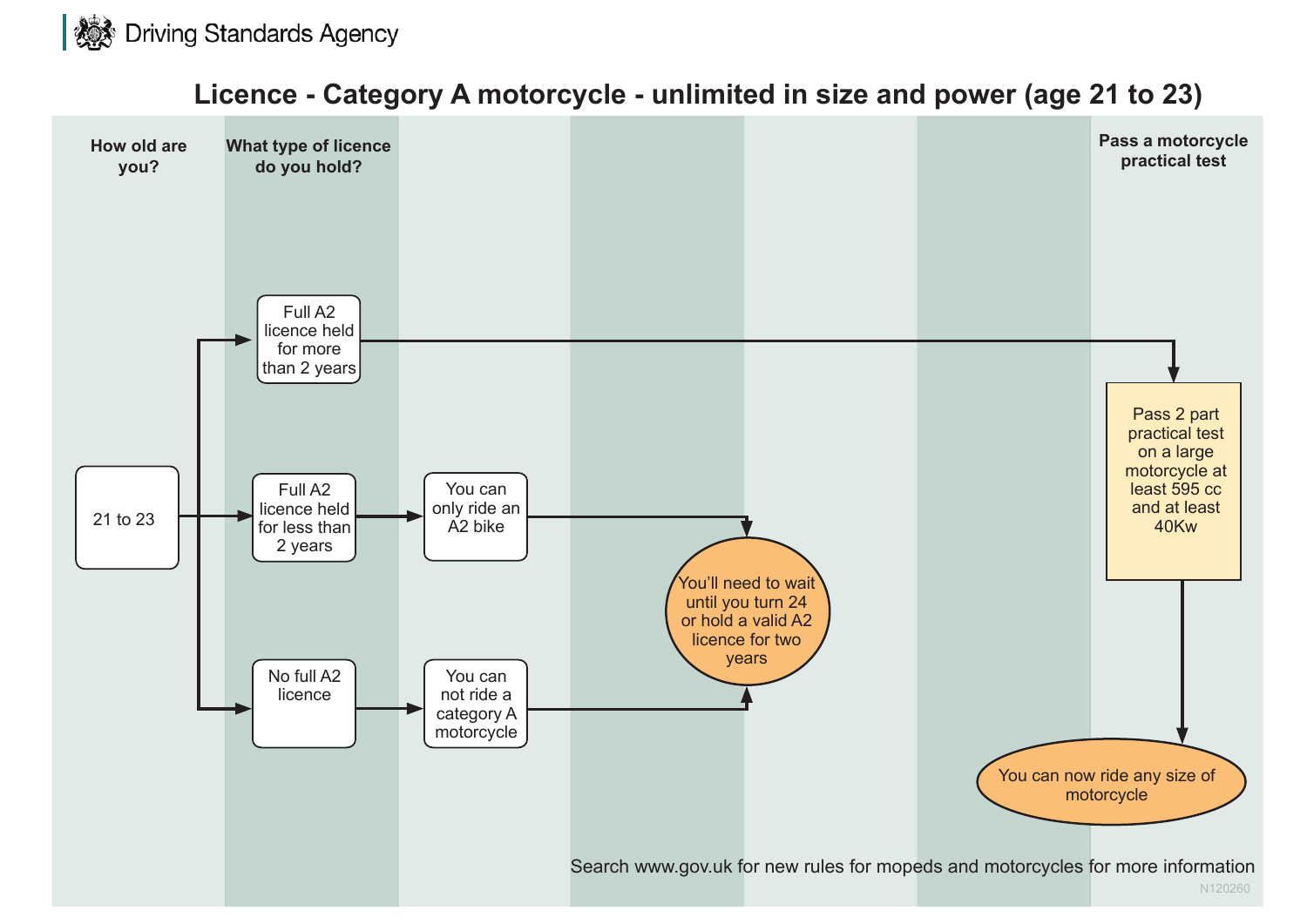Driving Standards Agency

# Licence - Category A motorcycle - unlimited in size and power (age 21 to 23)

**How old are you?**

**What type of licence do you hold?**

**Pass a motorcycle practical test**

21 to 23

- Full A2 licence held for more than 2 years → Pass 2 part practical test on a large motorcycle at least 595 cc and at least 40Kw → You can now ride any size of motorcycle
- Full A2 licence held for less than 2 years → You can only ride an A2 bike → You'll need to wait until you turn 24 or hold a valid A2 licence for two years
- No full A2 licence → You can not ride a category A motorcycle → You'll need to wait until you turn 24 or hold a valid A2 licence for two years

Search www.gov.uk for new rules for mopeds and motorcycles for more information

N120260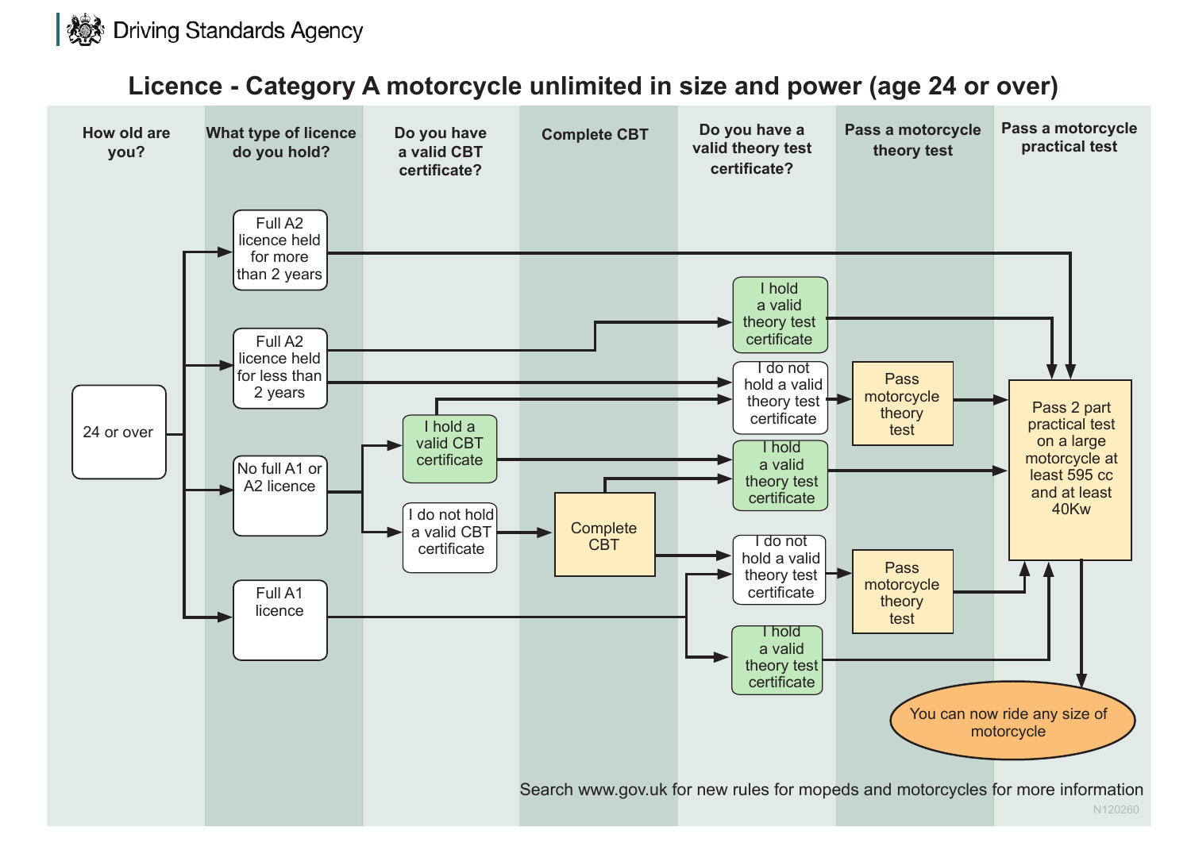Driving Standards Agency

# Licence - Category A motorcycle unlimited in size and power (age 24 or over)

How old are you?

What type of licence do you hold?

Do you have a valid CBT certificate?

Complete CBT

Do you have a valid theory test certificate?

Pass a motorcycle theory test

Pass a motorcycle practical test

24 or over

Full A2 licence held for more than 2 years

Full A2 licence held for less than 2 years

No full A1 or A2 licence

Full A1 licence

I hold a valid CBT certificate

I do not hold a valid CBT certificate

Complete CBT

I hold a valid theory test certificate

I do not hold a valid theory test certificate

I hold a valid theory test certificate

I do not hold a valid theory test certificate

I hold a valid theory test certificate

Pass motorcycle theory test

Pass motorcycle theory test

Pass 2 part practical test on a large motorcycle at least 595 cc and at least 40Kw

You can now ride any size of motorcycle

Search www.gov.uk for new rules for mopeds and motorcycles for more information

N120260